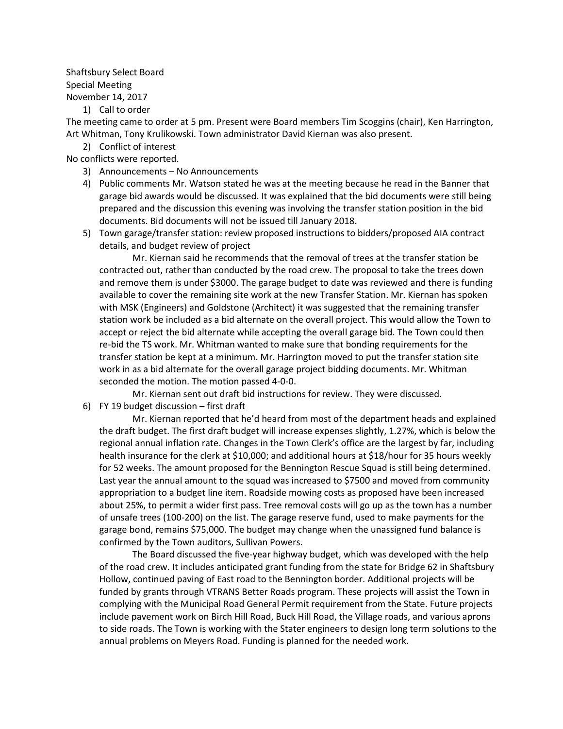Shaftsbury Select Board
Special Meeting
November 14, 2017

1) Call to order

The meeting came to order at 5 pm. Present were Board members Tim Scoggins (chair), Ken Harrington, Art Whitman, Tony Krulikowski. Town administrator David Kiernan was also present.

2) Conflict of interest

No conflicts were reported.

3) Announcements – No Announcements
4) Public comments Mr. Watson stated he was at the meeting because he read in the Banner that garage bid awards would be discussed. It was explained that the bid documents were still being prepared and the discussion this evening was involving the transfer station position in the bid documents. Bid documents will not be issued till January 2018.
5) Town garage/transfer station: review proposed instructions to bidders/proposed AIA contract details, and budget review of project

   Mr. Kiernan said he recommends that the removal of trees at the transfer station be contracted out, rather than conducted by the road crew. The proposal to take the trees down and remove them is under $3000. The garage budget to date was reviewed and there is funding available to cover the remaining site work at the new Transfer Station. Mr. Kiernan has spoken with MSK (Engineers) and Goldstone (Architect) it was suggested that the remaining transfer station work be included as a bid alternate on the overall project. This would allow the Town to accept or reject the bid alternate while accepting the overall garage bid. The Town could then re-bid the TS work. Mr. Whitman wanted to make sure that bonding requirements for the transfer station be kept at a minimum. Mr. Harrington moved to put the transfer station site work in as a bid alternate for the overall garage project bidding documents. Mr. Whitman seconded the motion. The motion passed 4-0-0.

   Mr. Kiernan sent out draft bid instructions for review. They were discussed.

6) FY 19 budget discussion – first draft

   Mr. Kiernan reported that he'd heard from most of the department heads and explained the draft budget. The first draft budget will increase expenses slightly, 1.27%, which is below the regional annual inflation rate. Changes in the Town Clerk's office are the largest by far, including health insurance for the clerk at $10,000; and additional hours at $18/hour for 35 hours weekly for 52 weeks. The amount proposed for the Bennington Rescue Squad is still being determined. Last year the annual amount to the squad was increased to $7500 and moved from community appropriation to a budget line item. Roadside mowing costs as proposed have been increased about 25%, to permit a wider first pass. Tree removal costs will go up as the town has a number of unsafe trees (100-200) on the list. The garage reserve fund, used to make payments for the garage bond, remains $75,000. The budget may change when the unassigned fund balance is confirmed by the Town auditors, Sullivan Powers.

   The Board discussed the five-year highway budget, which was developed with the help of the road crew. It includes anticipated grant funding from the state for Bridge 62 in Shaftsbury Hollow, continued paving of East road to the Bennington border. Additional projects will be funded by grants through VTRANS Better Roads program. These projects will assist the Town in complying with the Municipal Road General Permit requirement from the State. Future projects include pavement work on Birch Hill Road, Buck Hill Road, the Village roads, and various aprons to side roads. The Town is working with the Stater engineers to design long term solutions to the annual problems on Meyers Road. Funding is planned for the needed work.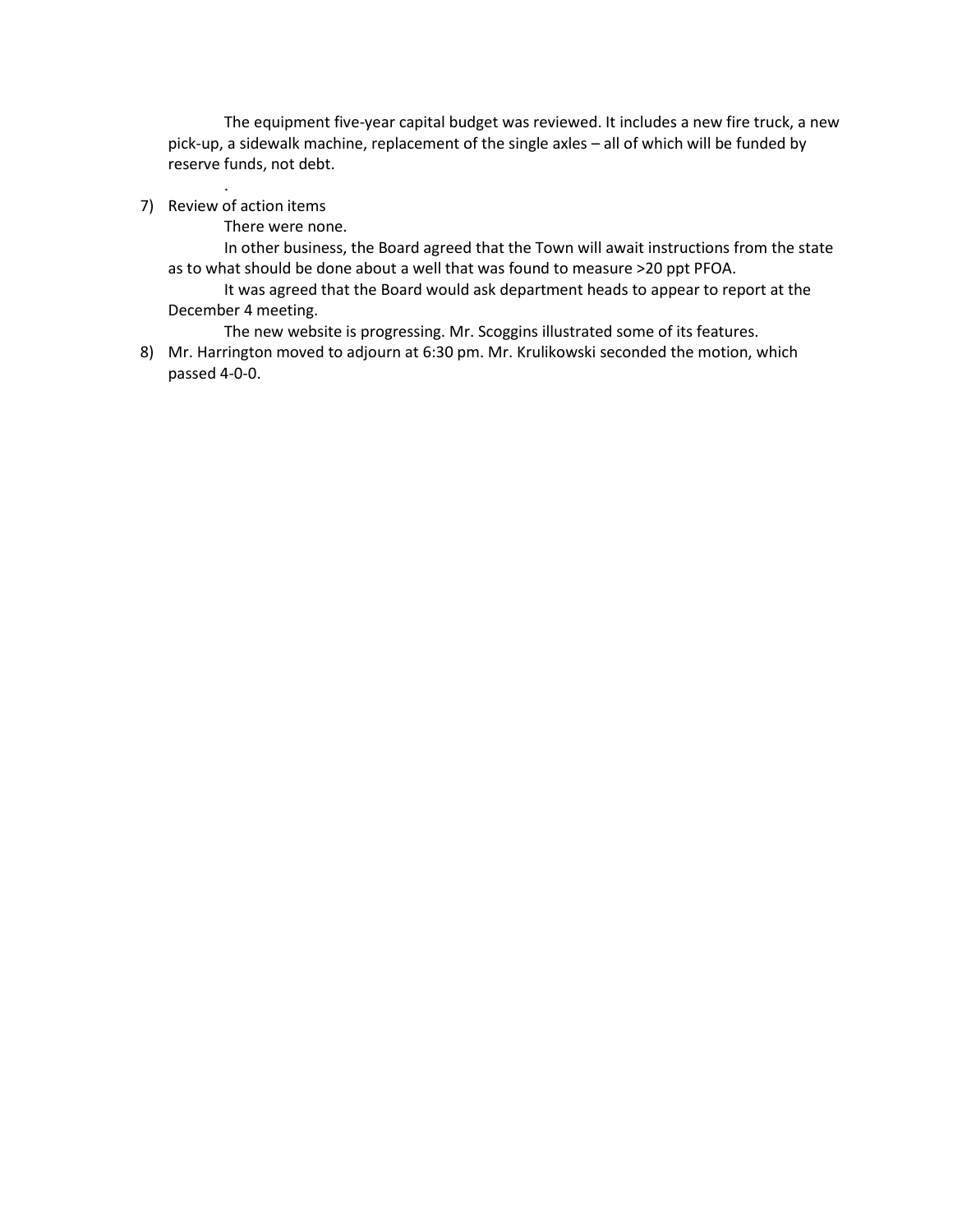The equipment five-year capital budget was reviewed. It includes a new fire truck, a new pick-up, a sidewalk machine, replacement of the single axles – all of which will be funded by reserve funds, not debt.

.

7) Review of action items

   There were none.

   In other business, the Board agreed that the Town will await instructions from the state as to what should be done about a well that was found to measure >20 ppt PFOA.

   It was agreed that the Board would ask department heads to appear to report at the December 4 meeting.

   The new website is progressing. Mr. Scoggins illustrated some of its features.

8) Mr. Harrington moved to adjourn at 6:30 pm. Mr. Krulikowski seconded the motion, which passed 4-0-0.